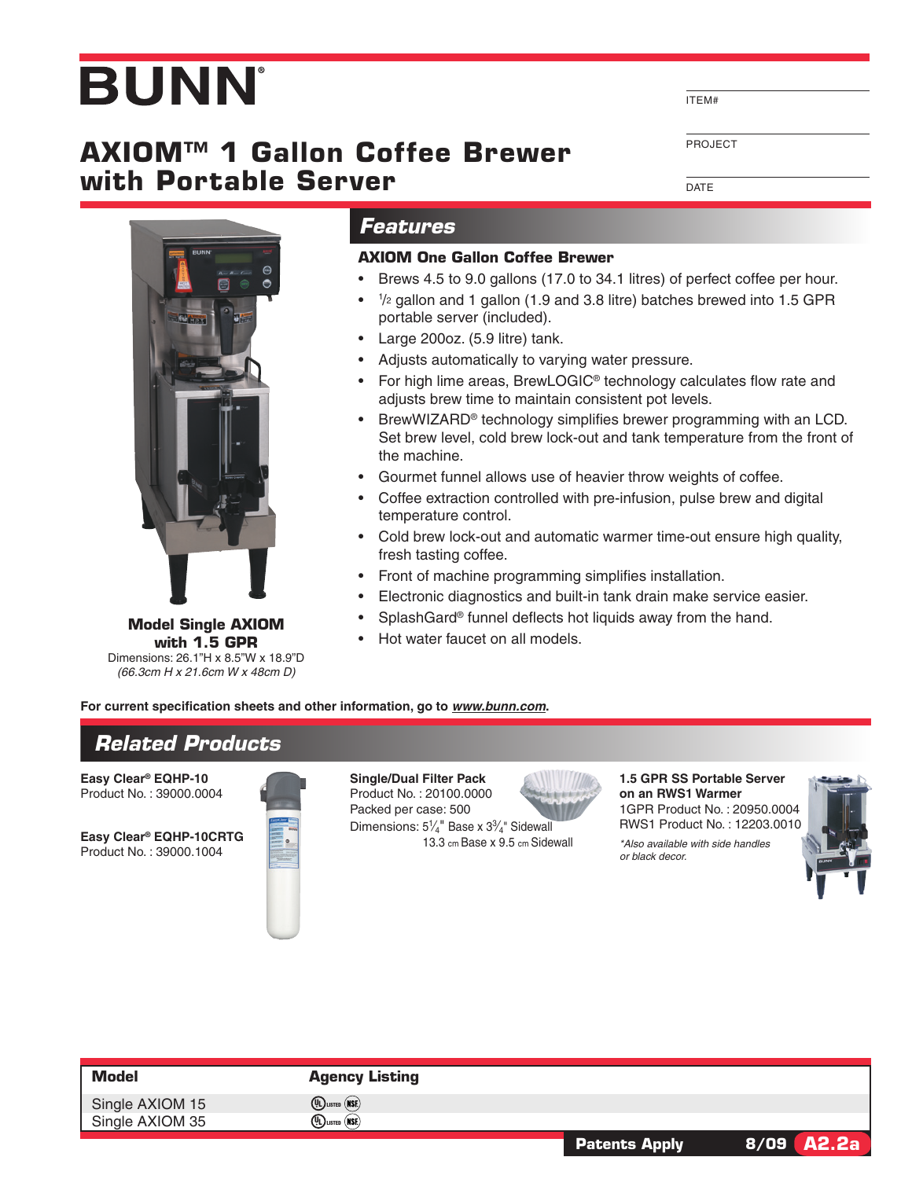# BUNN®

ITEM#

PROJECT

DATE

## AXIOM™ 1 Gallon Coffee Brewer with Portable Server

**Model Single AXIOM with 1.5 GPR**

Dimensions: 26.1"H x 8.5"W x 18.9"D

*(66.3cm H x 21.6cm W x 48cm D)*

## Features

### AXIOM One Gallon Coffee Brewer

- Brews 4.5 to 9.0 gallons (17.0 to 34.1 litres) of perfect coffee per hour.
- 1/2 gallon and 1 gallon (1.9 and 3.8 litre) batches brewed into 1.5 GPR portable server (included).
- Large 200oz. (5.9 litre) tank.
- Adjusts automatically to varying water pressure.
- For high lime areas, BrewLOGIC® technology calculates flow rate and adjusts brew time to maintain consistent pot levels.
- BrewWIZARD® technology simplifies brewer programming with an LCD. Set brew level, cold brew lock-out and tank temperature from the front of the machine.
- Gourmet funnel allows use of heavier throw weights of coffee.
- Coffee extraction controlled with pre-infusion, pulse brew and digital temperature control.
- Cold brew lock-out and automatic warmer time-out ensure high quality, fresh tasting coffee.
- Front of machine programming simplifies installation.
- Electronic diagnostics and built-in tank drain make service easier.
- SplashGard® funnel deflects hot liquids away from the hand.
- Hot water faucet on all models.

**For current specification sheets and other information, go to *www.bunn.com*.**

## Related Products

**Easy Clear® EQHP-10**
Product No. : 39000.0004

**Easy Clear® EQHP-10CRTG**
Product No. : 39000.1004

**Single/Dual Filter Pack**
Product No. : 20100.0000
Packed per case: 500
Dimensions: 5 1/4" Base x 3 3/4" Sidewall
13.3 cm Base x 9.5 cm Sidewall

**1.5 GPR SS Portable Server on an RWS1 Warmer**
1GPR Product No. : 20950.0004
RWS1 Product No. : 12203.0010
*\*Also available with side handles or black decor.*

| Model | Agency Listing |
| --- | --- |
| Single AXIOM 15 | UL Listed, NSF |
| Single AXIOM 35 | UL Listed, NSF |

**Patents Apply** 8/09 A2.2a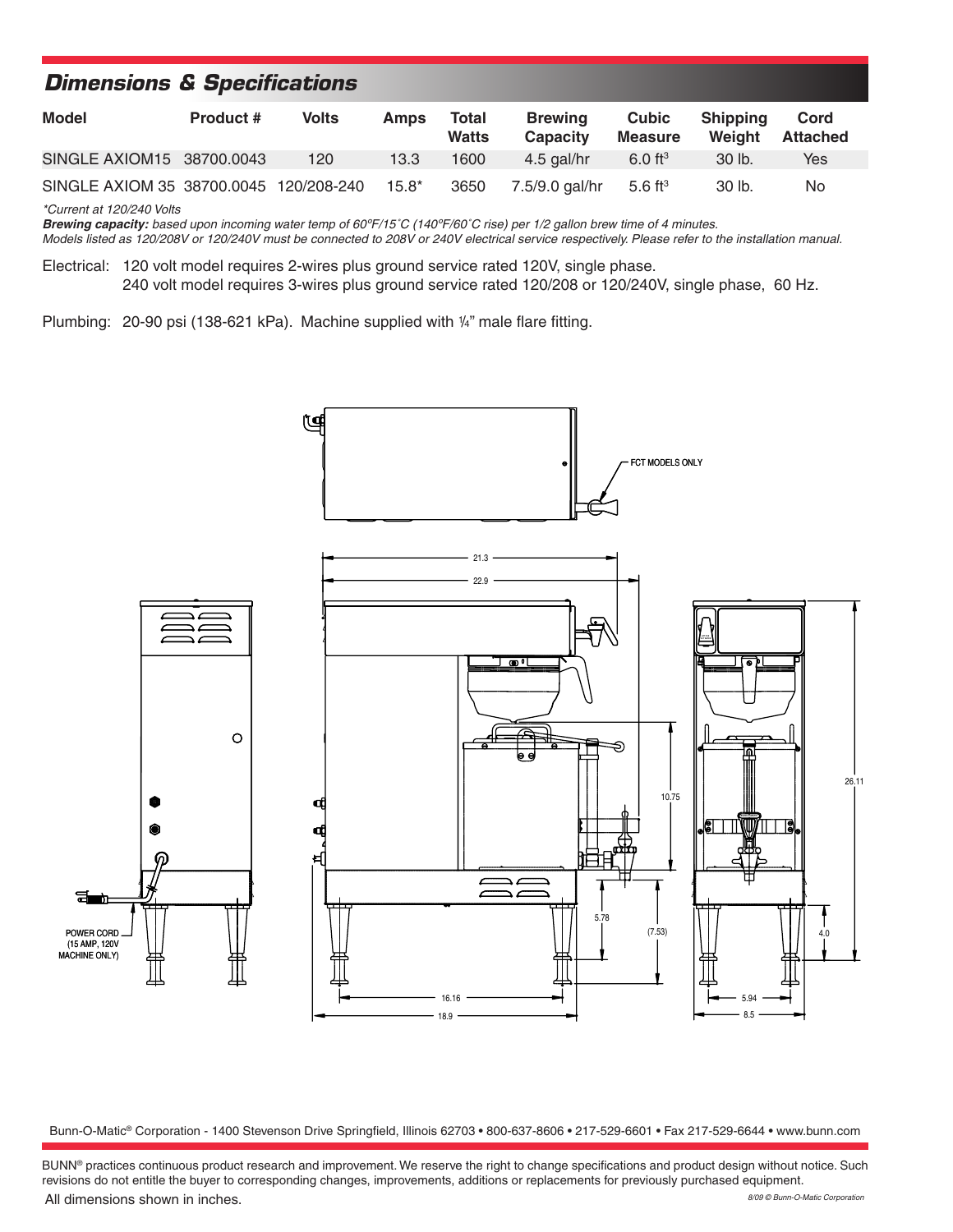## Dimensions & Specifications

| Model | Product # | Volts | Amps | Total Watts | Brewing Capacity | Cubic Measure | Shipping Weight | Cord Attached |
|---|---|---|---|---|---|---|---|---|
| SINGLE AXIOM15 | 38700.0043 | 120 | 13.3 | 1600 | 4.5 gal/hr | 6.0 ft³ | 30 lb. | Yes |
| SINGLE AXIOM 35 | 38700.0045 | 120/208-240 | 15.8* | 3650 | 7.5/9.0 gal/hr | 5.6 ft³ | 30 lb. | No |

*\*Current at 120/240 Volts*

***Brewing capacity:*** *based upon incoming water temp of 60ºF/15˚C (140ºF/60˚C rise) per 1/2 gallon brew time of 4 minutes.*

*Models listed as 120/208V or 120/240V must be connected to 208V or 240V electrical service respectively. Please refer to the installation manual.*

Electrical: 120 volt model requires 2-wires plus ground service rated 120V, single phase.
240 volt model requires 3-wires plus ground service rated 120/208 or 120/240V, single phase, 60 Hz.

Plumbing: 20-90 psi (138-621 kPa). Machine supplied with ¼" male flare fitting.

FCT MODELS ONLY

21.3

22.9

10.75

26.11

5.78

(7.53)

4.0

POWER CORD (15 AMP, 120V MACHINE ONLY)

16.16

18.9

5.94

8.5

Bunn-O-Matic® Corporation - 1400 Stevenson Drive Springfield, Illinois 62703 • 800-637-8606 • 217-529-6601 • Fax 217-529-6644 • www.bunn.com

BUNN® practices continuous product research and improvement. We reserve the right to change specifications and product design without notice. Such revisions do not entitle the buyer to corresponding changes, improvements, additions or replacements for previously purchased equipment.

All dimensions shown in inches.

*8/09 © Bunn-O-Matic Corporation*